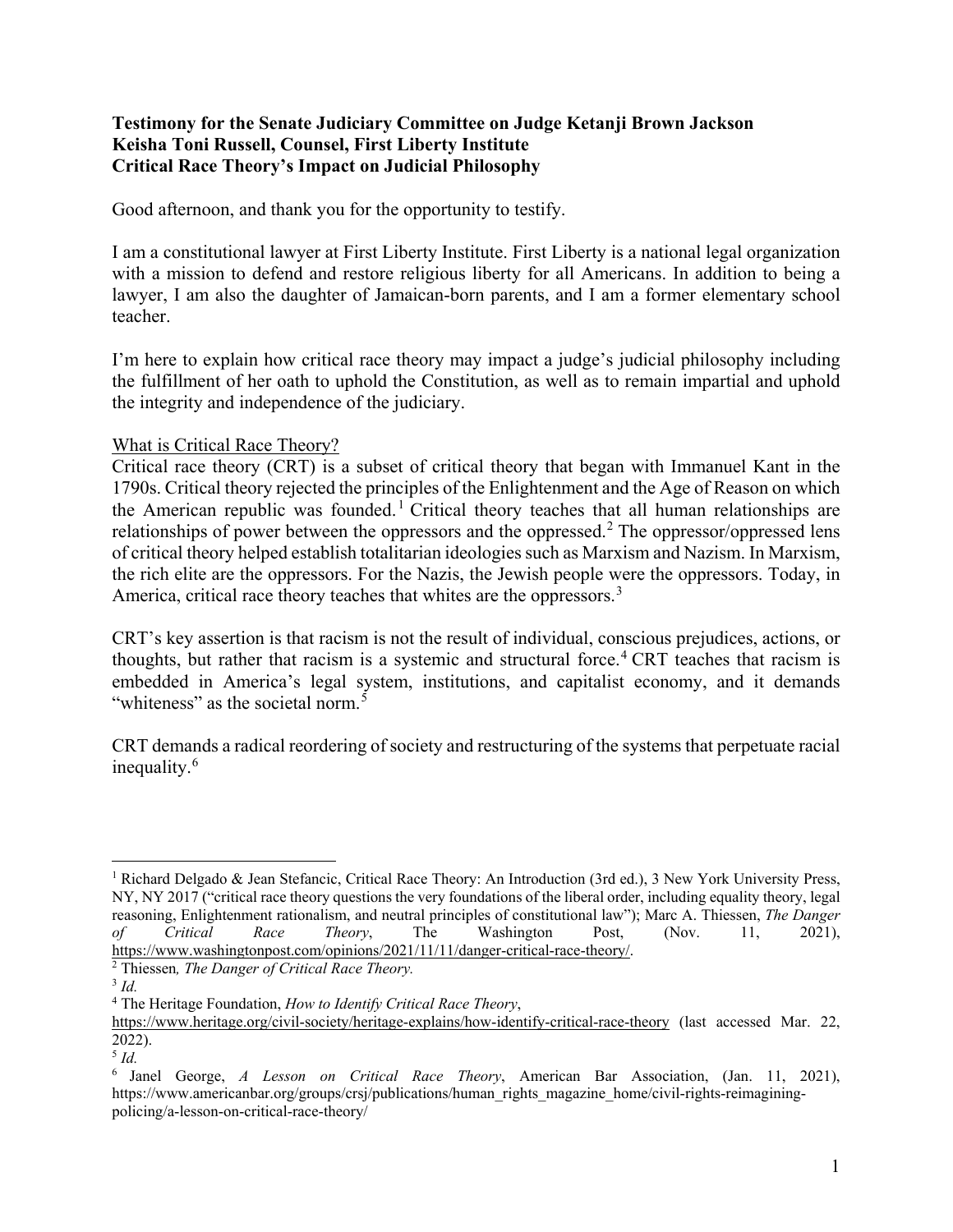**Testimony for the Senate Judiciary Committee on Judge Ketanji Brown Jackson**
**Keisha Toni Russell, Counsel, First Liberty Institute**
**Critical Race Theory's Impact on Judicial Philosophy**

Good afternoon, and thank you for the opportunity to testify.

I am a constitutional lawyer at First Liberty Institute. First Liberty is a national legal organization with a mission to defend and restore religious liberty for all Americans. In addition to being a lawyer, I am also the daughter of Jamaican-born parents, and I am a former elementary school teacher.

I'm here to explain how critical race theory may impact a judge's judicial philosophy including the fulfillment of her oath to uphold the Constitution, as well as to remain impartial and uphold the integrity and independence of the judiciary.

## What is Critical Race Theory?

Critical race theory (CRT) is a subset of critical theory that began with Immanuel Kant in the 1790s. Critical theory rejected the principles of the Enlightenment and the Age of Reason on which the American republic was founded.[1] Critical theory teaches that all human relationships are relationships of power between the oppressors and the oppressed.[2] The oppressor/oppressed lens of critical theory helped establish totalitarian ideologies such as Marxism and Nazism. In Marxism, the rich elite are the oppressors. For the Nazis, the Jewish people were the oppressors. Today, in America, critical race theory teaches that whites are the oppressors.[3]

CRT's key assertion is that racism is not the result of individual, conscious prejudices, actions, or thoughts, but rather that racism is a systemic and structural force.[4] CRT teaches that racism is embedded in America's legal system, institutions, and capitalist economy, and it demands "whiteness" as the societal norm.[5]

CRT demands a radical reordering of society and restructuring of the systems that perpetuate racial inequality.[6]

---

[1] Richard Delgado & Jean Stefancic, Critical Race Theory: An Introduction (3rd ed.), 3 New York University Press, NY, NY 2017 ("critical race theory questions the very foundations of the liberal order, including equality theory, legal reasoning, Enlightenment rationalism, and neutral principles of constitutional law"); Marc A. Thiessen, *The Danger of Critical Race Theory*, The Washington Post, (Nov. 11, 2021), https://www.washingtonpost.com/opinions/2021/11/11/danger-critical-race-theory/.

[2] Thiessen*, The Danger of Critical Race Theory.*

[3] *Id.*

[4] The Heritage Foundation, *How to Identify Critical Race Theory*, https://www.heritage.org/civil-society/heritage-explains/how-identify-critical-race-theory (last accessed Mar. 22, 2022).

[5] *Id.*

[6] Janel George, *A Lesson on Critical Race Theory*, American Bar Association, (Jan. 11, 2021), https://www.americanbar.org/groups/crsj/publications/human_rights_magazine_home/civil-rights-reimagining-policing/a-lesson-on-critical-race-theory/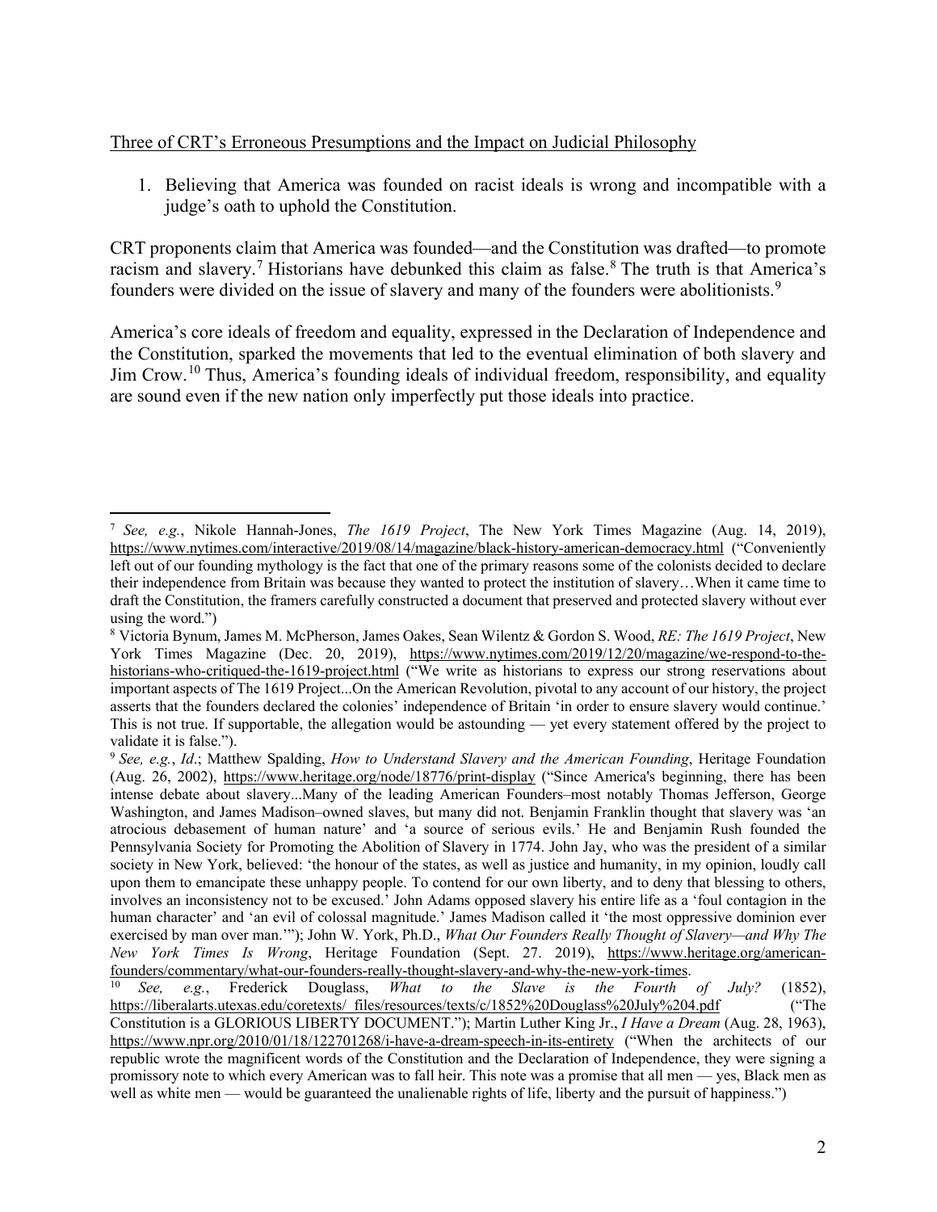<u>Three of CRT's Erroneous Presumptions and the Impact on Judicial Philosophy</u>

1. Believing that America was founded on racist ideals is wrong and incompatible with a judge's oath to uphold the Constitution.

CRT proponents claim that America was founded—and the Constitution was drafted—to promote racism and slavery.[7] Historians have debunked this claim as false.[8] The truth is that America's founders were divided on the issue of slavery and many of the founders were abolitionists.[9]

America's core ideals of freedom and equality, expressed in the Declaration of Independence and the Constitution, sparked the movements that led to the eventual elimination of both slavery and Jim Crow.[10] Thus, America's founding ideals of individual freedom, responsibility, and equality are sound even if the new nation only imperfectly put those ideals into practice.

---

[7] *See, e.g.*, Nikole Hannah-Jones, *The 1619 Project*, The New York Times Magazine (Aug. 14, 2019), https://www.nytimes.com/interactive/2019/08/14/magazine/black-history-american-democracy.html ("Conveniently left out of our founding mythology is the fact that one of the primary reasons some of the colonists decided to declare their independence from Britain was because they wanted to protect the institution of slavery…When it came time to draft the Constitution, the framers carefully constructed a document that preserved and protected slavery without ever using the word.")

[8] Victoria Bynum, James M. McPherson, James Oakes, Sean Wilentz & Gordon S. Wood, *RE: The 1619 Project*, New York Times Magazine (Dec. 20, 2019), https://www.nytimes.com/2019/12/20/magazine/we-respond-to-the-historians-who-critiqued-the-1619-project.html ("We write as historians to express our strong reservations about important aspects of The 1619 Project...On the American Revolution, pivotal to any account of our history, the project asserts that the founders declared the colonies' independence of Britain 'in order to ensure slavery would continue.' This is not true. If supportable, the allegation would be astounding — yet every statement offered by the project to validate it is false.").

[9] *See, e.g.*, *Id*.; Matthew Spalding, *How to Understand Slavery and the American Founding*, Heritage Foundation (Aug. 26, 2002), https://www.heritage.org/node/18776/print-display ("Since America's beginning, there has been intense debate about slavery...Many of the leading American Founders–most notably Thomas Jefferson, George Washington, and James Madison–owned slaves, but many did not. Benjamin Franklin thought that slavery was 'an atrocious debasement of human nature' and 'a source of serious evils.' He and Benjamin Rush founded the Pennsylvania Society for Promoting the Abolition of Slavery in 1774. John Jay, who was the president of a similar society in New York, believed: 'the honour of the states, as well as justice and humanity, in my opinion, loudly call upon them to emancipate these unhappy people. To contend for our own liberty, and to deny that blessing to others, involves an inconsistency not to be excused.' John Adams opposed slavery his entire life as a 'foul contagion in the human character' and 'an evil of colossal magnitude.' James Madison called it 'the most oppressive dominion ever exercised by man over man.'"); John W. York, Ph.D., *What Our Founders Really Thought of Slavery—and Why The New York Times Is Wrong*, Heritage Foundation (Sept. 27. 2019), https://www.heritage.org/american-founders/commentary/what-our-founders-really-thought-slavery-and-why-the-new-york-times.

[10] *See, e.g.*, Frederick Douglass, *What to the Slave is the Fourth of July?* (1852), https://liberalarts.utexas.edu/coretexts/_files/resources/texts/c/1852%20Douglass%20July%204.pdf ("The Constitution is a GLORIOUS LIBERTY DOCUMENT."); Martin Luther King Jr., *I Have a Dream* (Aug. 28, 1963), https://www.npr.org/2010/01/18/122701268/i-have-a-dream-speech-in-its-entirety ("When the architects of our republic wrote the magnificent words of the Constitution and the Declaration of Independence, they were signing a promissory note to which every American was to fall heir. This note was a promise that all men — yes, Black men as well as white men — would be guaranteed the unalienable rights of life, liberty and the pursuit of happiness.")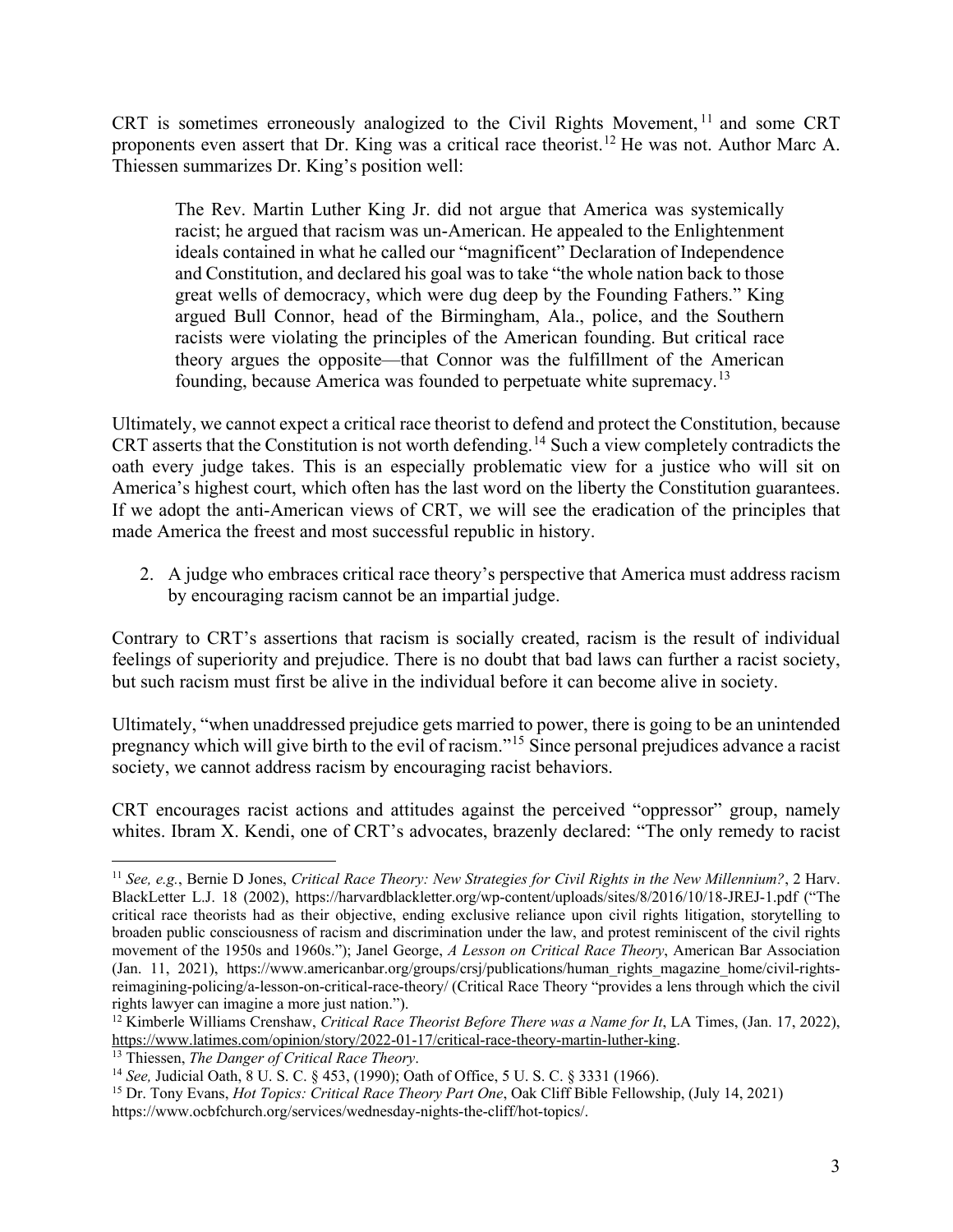CRT is sometimes erroneously analogized to the Civil Rights Movement,[11] and some CRT proponents even assert that Dr. King was a critical race theorist.[12] He was not. Author Marc A. Thiessen summarizes Dr. King's position well:

> The Rev. Martin Luther King Jr. did not argue that America was systemically racist; he argued that racism was un-American. He appealed to the Enlightenment ideals contained in what he called our "magnificent" Declaration of Independence and Constitution, and declared his goal was to take "the whole nation back to those great wells of democracy, which were dug deep by the Founding Fathers." King argued Bull Connor, head of the Birmingham, Ala., police, and the Southern racists were violating the principles of the American founding. But critical race theory argues the opposite—that Connor was the fulfillment of the American founding, because America was founded to perpetuate white supremacy.[13]

Ultimately, we cannot expect a critical race theorist to defend and protect the Constitution, because CRT asserts that the Constitution is not worth defending.[14] Such a view completely contradicts the oath every judge takes. This is an especially problematic view for a justice who will sit on America's highest court, which often has the last word on the liberty the Constitution guarantees. If we adopt the anti-American views of CRT, we will see the eradication of the principles that made America the freest and most successful republic in history.

2. A judge who embraces critical race theory's perspective that America must address racism by encouraging racism cannot be an impartial judge.

Contrary to CRT's assertions that racism is socially created, racism is the result of individual feelings of superiority and prejudice. There is no doubt that bad laws can further a racist society, but such racism must first be alive in the individual before it can become alive in society.

Ultimately, "when unaddressed prejudice gets married to power, there is going to be an unintended pregnancy which will give birth to the evil of racism."[15] Since personal prejudices advance a racist society, we cannot address racism by encouraging racist behaviors.

CRT encourages racist actions and attitudes against the perceived "oppressor" group, namely whites. Ibram X. Kendi, one of CRT's advocates, brazenly declared: "The only remedy to racist

---

[11] *See, e.g.*, Bernie D Jones, *Critical Race Theory: New Strategies for Civil Rights in the New Millennium?*, 2 Harv. BlackLetter L.J. 18 (2002), https://harvardblackletter.org/wp-content/uploads/sites/8/2016/10/18-JREJ-1.pdf ("The critical race theorists had as their objective, ending exclusive reliance upon civil rights litigation, storytelling to broaden public consciousness of racism and discrimination under the law, and protest reminiscent of the civil rights movement of the 1950s and 1960s."); Janel George, *A Lesson on Critical Race Theory*, American Bar Association (Jan. 11, 2021), https://www.americanbar.org/groups/crsj/publications/human_rights_magazine_home/civil-rights-reimagining-policing/a-lesson-on-critical-race-theory/ (Critical Race Theory "provides a lens through which the civil rights lawyer can imagine a more just nation.").

[12] Kimberle Williams Crenshaw, *Critical Race Theorist Before There was a Name for It*, LA Times, (Jan. 17, 2022), https://www.latimes.com/opinion/story/2022-01-17/critical-race-theory-martin-luther-king.

[13] Thiessen, *The Danger of Critical Race Theory*.

[14] *See,* Judicial Oath, 8 U. S. C. § 453, (1990); Oath of Office, 5 U. S. C. § 3331 (1966).

[15] Dr. Tony Evans, *Hot Topics: Critical Race Theory Part One*, Oak Cliff Bible Fellowship, (July 14, 2021) https://www.ocbfchurch.org/services/wednesday-nights-the-cliff/hot-topics/.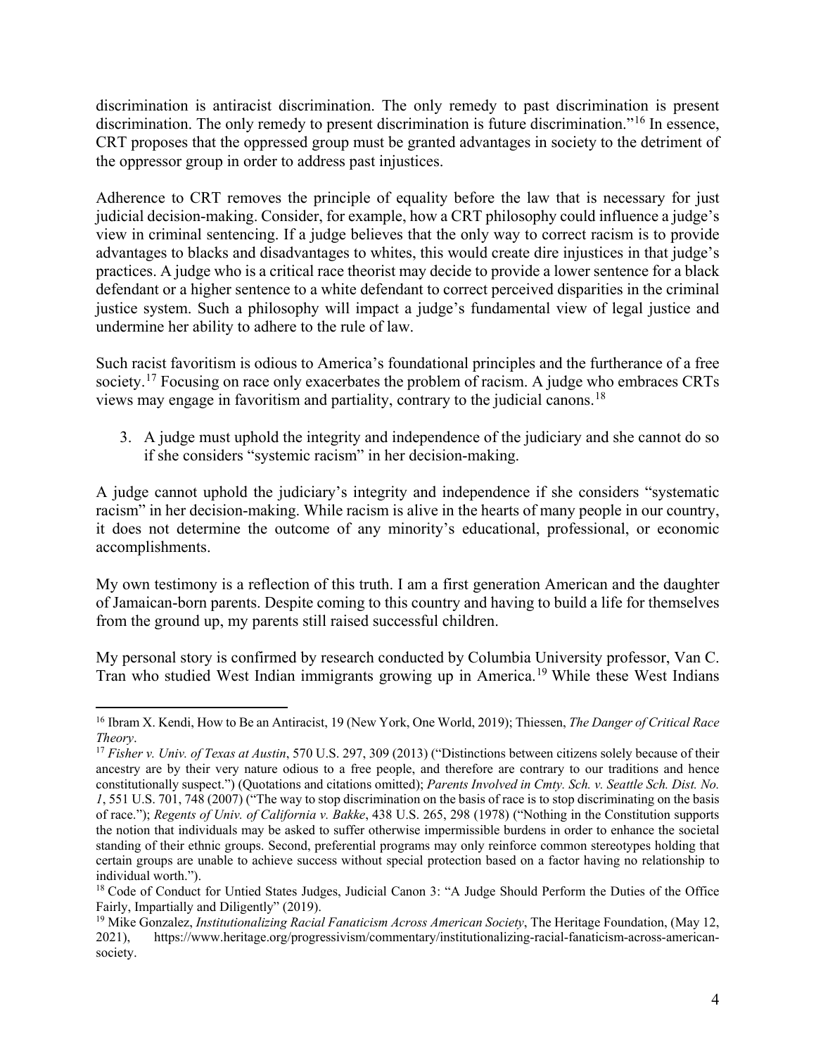discrimination is antiracist discrimination. The only remedy to past discrimination is present discrimination. The only remedy to present discrimination is future discrimination."[16] In essence, CRT proposes that the oppressed group must be granted advantages in society to the detriment of the oppressor group in order to address past injustices.

Adherence to CRT removes the principle of equality before the law that is necessary for just judicial decision-making. Consider, for example, how a CRT philosophy could influence a judge's view in criminal sentencing. If a judge believes that the only way to correct racism is to provide advantages to blacks and disadvantages to whites, this would create dire injustices in that judge's practices. A judge who is a critical race theorist may decide to provide a lower sentence for a black defendant or a higher sentence to a white defendant to correct perceived disparities in the criminal justice system. Such a philosophy will impact a judge's fundamental view of legal justice and undermine her ability to adhere to the rule of law.

Such racist favoritism is odious to America's foundational principles and the furtherance of a free society.[17] Focusing on race only exacerbates the problem of racism. A judge who embraces CRTs views may engage in favoritism and partiality, contrary to the judicial canons.[18]

3. A judge must uphold the integrity and independence of the judiciary and she cannot do so if she considers "systemic racism" in her decision-making.

A judge cannot uphold the judiciary's integrity and independence if she considers "systematic racism" in her decision-making. While racism is alive in the hearts of many people in our country, it does not determine the outcome of any minority's educational, professional, or economic accomplishments.

My own testimony is a reflection of this truth. I am a first generation American and the daughter of Jamaican-born parents. Despite coming to this country and having to build a life for themselves from the ground up, my parents still raised successful children.

My personal story is confirmed by research conducted by Columbia University professor, Van C. Tran who studied West Indian immigrants growing up in America.[19] While these West Indians

---

[16] Ibram X. Kendi, How to Be an Antiracist, 19 (New York, One World, 2019); Thiessen, *The Danger of Critical Race Theory*.

[17] *Fisher v. Univ. of Texas at Austin*, 570 U.S. 297, 309 (2013) ("Distinctions between citizens solely because of their ancestry are by their very nature odious to a free people, and therefore are contrary to our traditions and hence constitutionally suspect.") (Quotations and citations omitted); *Parents Involved in Cmty. Sch. v. Seattle Sch. Dist. No. 1*, 551 U.S. 701, 748 (2007) ("The way to stop discrimination on the basis of race is to stop discriminating on the basis of race."); *Regents of Univ. of California v. Bakke*, 438 U.S. 265, 298 (1978) ("Nothing in the Constitution supports the notion that individuals may be asked to suffer otherwise impermissible burdens in order to enhance the societal standing of their ethnic groups. Second, preferential programs may only reinforce common stereotypes holding that certain groups are unable to achieve success without special protection based on a factor having no relationship to individual worth.").

[18] Code of Conduct for Untied States Judges, Judicial Canon 3: "A Judge Should Perform the Duties of the Office Fairly, Impartially and Diligently" (2019).

[19] Mike Gonzalez, *Institutionalizing Racial Fanaticism Across American Society*, The Heritage Foundation, (May 12, 2021), https://www.heritage.org/progressivism/commentary/institutionalizing-racial-fanaticism-across-american-society.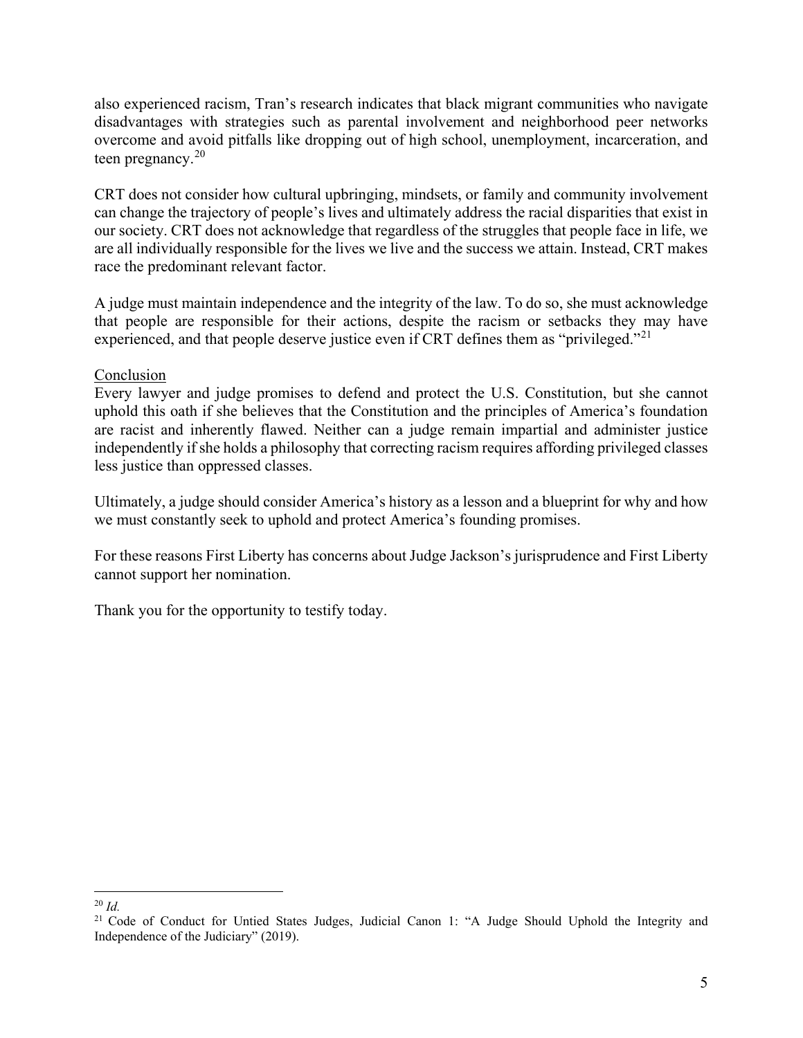also experienced racism, Tran's research indicates that black migrant communities who navigate disadvantages with strategies such as parental involvement and neighborhood peer networks overcome and avoid pitfalls like dropping out of high school, unemployment, incarceration, and teen pregnancy.[20]

CRT does not consider how cultural upbringing, mindsets, or family and community involvement can change the trajectory of people's lives and ultimately address the racial disparities that exist in our society. CRT does not acknowledge that regardless of the struggles that people face in life, we are all individually responsible for the lives we live and the success we attain. Instead, CRT makes race the predominant relevant factor.

A judge must maintain independence and the integrity of the law. To do so, she must acknowledge that people are responsible for their actions, despite the racism or setbacks they may have experienced, and that people deserve justice even if CRT defines them as "privileged."[21]

<u>Conclusion</u>

Every lawyer and judge promises to defend and protect the U.S. Constitution, but she cannot uphold this oath if she believes that the Constitution and the principles of America's foundation are racist and inherently flawed. Neither can a judge remain impartial and administer justice independently if she holds a philosophy that correcting racism requires affording privileged classes less justice than oppressed classes.

Ultimately, a judge should consider America's history as a lesson and a blueprint for why and how we must constantly seek to uphold and protect America's founding promises.

For these reasons First Liberty has concerns about Judge Jackson's jurisprudence and First Liberty cannot support her nomination.

Thank you for the opportunity to testify today.

---

[20] *Id.*

[21] Code of Conduct for Untied States Judges, Judicial Canon 1: "A Judge Should Uphold the Integrity and Independence of the Judiciary" (2019).